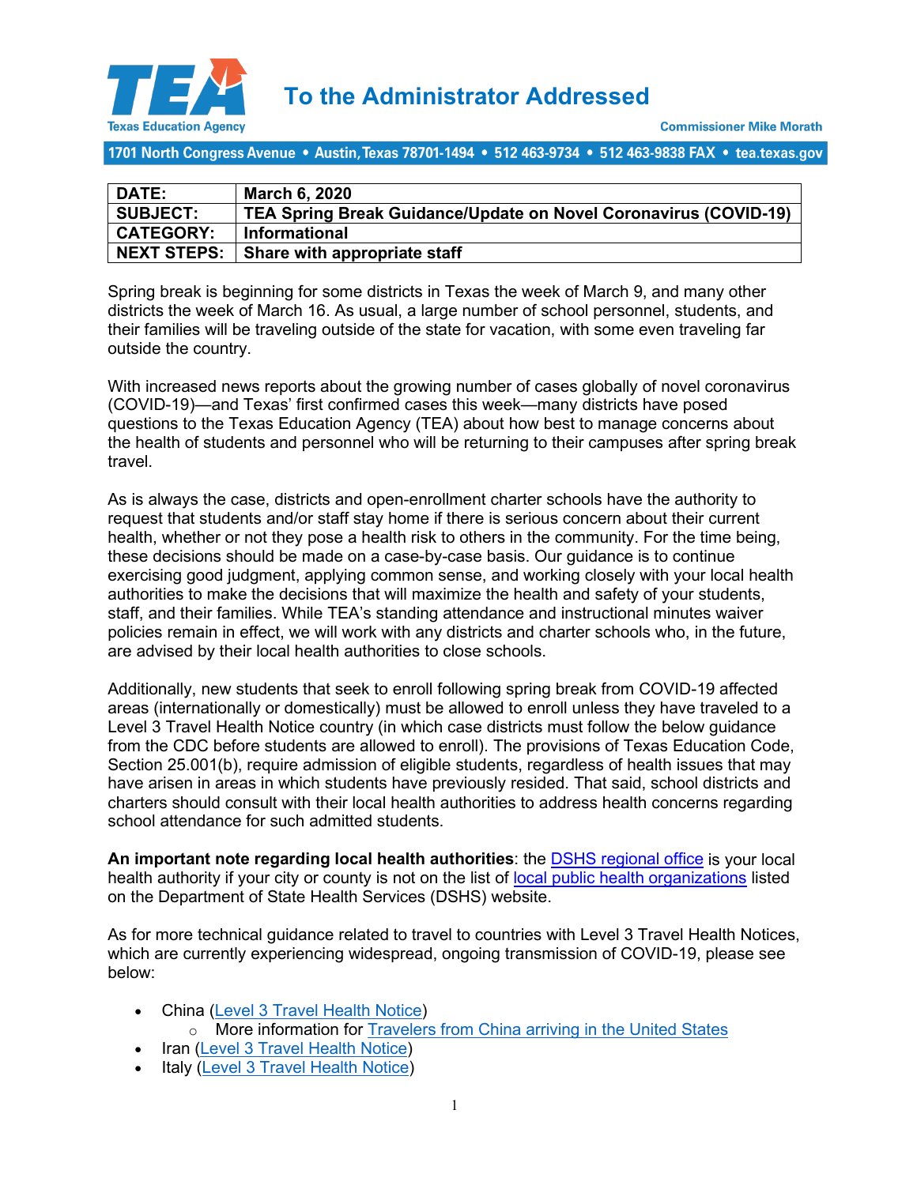# To the Administrator Addressed

Texas Education Agency

Commissioner Mike Morath

1701 North Congress Avenue • Austin, Texas 78701-1494 • 512 463-9734 • 512 463-9838 FAX • tea.texas.gov

| | |
|---|---|
| **DATE:** | **March 6, 2020** |
| **SUBJECT:** | **TEA Spring Break Guidance/Update on Novel Coronavirus (COVID-19)** |
| **CATEGORY:** | **Informational** |
| **NEXT STEPS:** | **Share with appropriate staff** |

Spring break is beginning for some districts in Texas the week of March 9, and many other districts the week of March 16. As usual, a large number of school personnel, students, and their families will be traveling outside of the state for vacation, with some even traveling far outside the country.

With increased news reports about the growing number of cases globally of novel coronavirus (COVID-19)—and Texas' first confirmed cases this week—many districts have posed questions to the Texas Education Agency (TEA) about how best to manage concerns about the health of students and personnel who will be returning to their campuses after spring break travel.

As is always the case, districts and open-enrollment charter schools have the authority to request that students and/or staff stay home if there is serious concern about their current health, whether or not they pose a health risk to others in the community. For the time being, these decisions should be made on a case-by-case basis. Our guidance is to continue exercising good judgment, applying common sense, and working closely with your local health authorities to make the decisions that will maximize the health and safety of your students, staff, and their families. While TEA's standing attendance and instructional minutes waiver policies remain in effect, we will work with any districts and charter schools who, in the future, are advised by their local health authorities to close schools.

Additionally, new students that seek to enroll following spring break from COVID-19 affected areas (internationally or domestically) must be allowed to enroll unless they have traveled to a Level 3 Travel Health Notice country (in which case districts must follow the below guidance from the CDC before students are allowed to enroll). The provisions of Texas Education Code, Section 25.001(b), require admission of eligible students, regardless of health issues that may have arisen in areas in which students have previously resided. That said, school districts and charters should consult with their local health authorities to address health concerns regarding school attendance for such admitted students.

**An important note regarding local health authorities**: the DSHS regional office is your local health authority if your city or county is not on the list of local public health organizations listed on the Department of State Health Services (DSHS) website.

As for more technical guidance related to travel to countries with Level 3 Travel Health Notices, which are currently experiencing widespread, ongoing transmission of COVID-19, please see below:

- China (Level 3 Travel Health Notice)
    - More information for Travelers from China arriving in the United States
- Iran (Level 3 Travel Health Notice)
- Italy (Level 3 Travel Health Notice)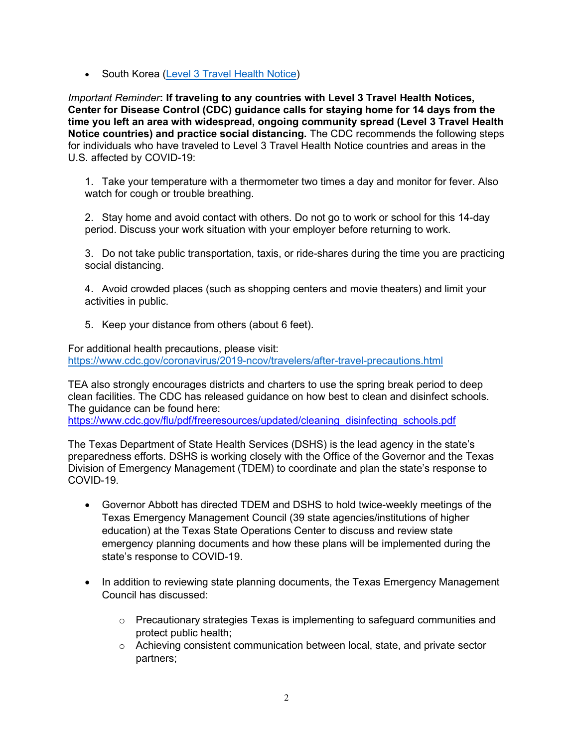- South Korea ([Level 3 Travel Health Notice]())

*Important Reminder*: **If traveling to any countries with Level 3 Travel Health Notices, Center for Disease Control (CDC) guidance calls for staying home for 14 days from the time you left an area with widespread, ongoing community spread (Level 3 Travel Health Notice countries) and practice social distancing.** The CDC recommends the following steps for individuals who have traveled to Level 3 Travel Health Notice countries and areas in the U.S. affected by COVID-19:

1. Take your temperature with a thermometer two times a day and monitor for fever. Also watch for cough or trouble breathing.

2. Stay home and avoid contact with others. Do not go to work or school for this 14-day period. Discuss your work situation with your employer before returning to work.

3. Do not take public transportation, taxis, or ride-shares during the time you are practicing social distancing.

4. Avoid crowded places (such as shopping centers and movie theaters) and limit your activities in public.

5. Keep your distance from others (about 6 feet).

For additional health precautions, please visit:
https://www.cdc.gov/coronavirus/2019-ncov/travelers/after-travel-precautions.html

TEA also strongly encourages districts and charters to use the spring break period to deep clean facilities. The CDC has released guidance on how best to clean and disinfect schools. The guidance can be found here:
https://www.cdc.gov/flu/pdf/freeresources/updated/cleaning_disinfecting_schools.pdf

The Texas Department of State Health Services (DSHS) is the lead agency in the state's preparedness efforts. DSHS is working closely with the Office of the Governor and the Texas Division of Emergency Management (TDEM) to coordinate and plan the state's response to COVID-19.

- Governor Abbott has directed TDEM and DSHS to hold twice-weekly meetings of the Texas Emergency Management Council (39 state agencies/institutions of higher education) at the Texas State Operations Center to discuss and review state emergency planning documents and how these plans will be implemented during the state's response to COVID-19.

- In addition to reviewing state planning documents, the Texas Emergency Management Council has discussed:
  - Precautionary strategies Texas is implementing to safeguard communities and protect public health;
  - Achieving consistent communication between local, state, and private sector partners;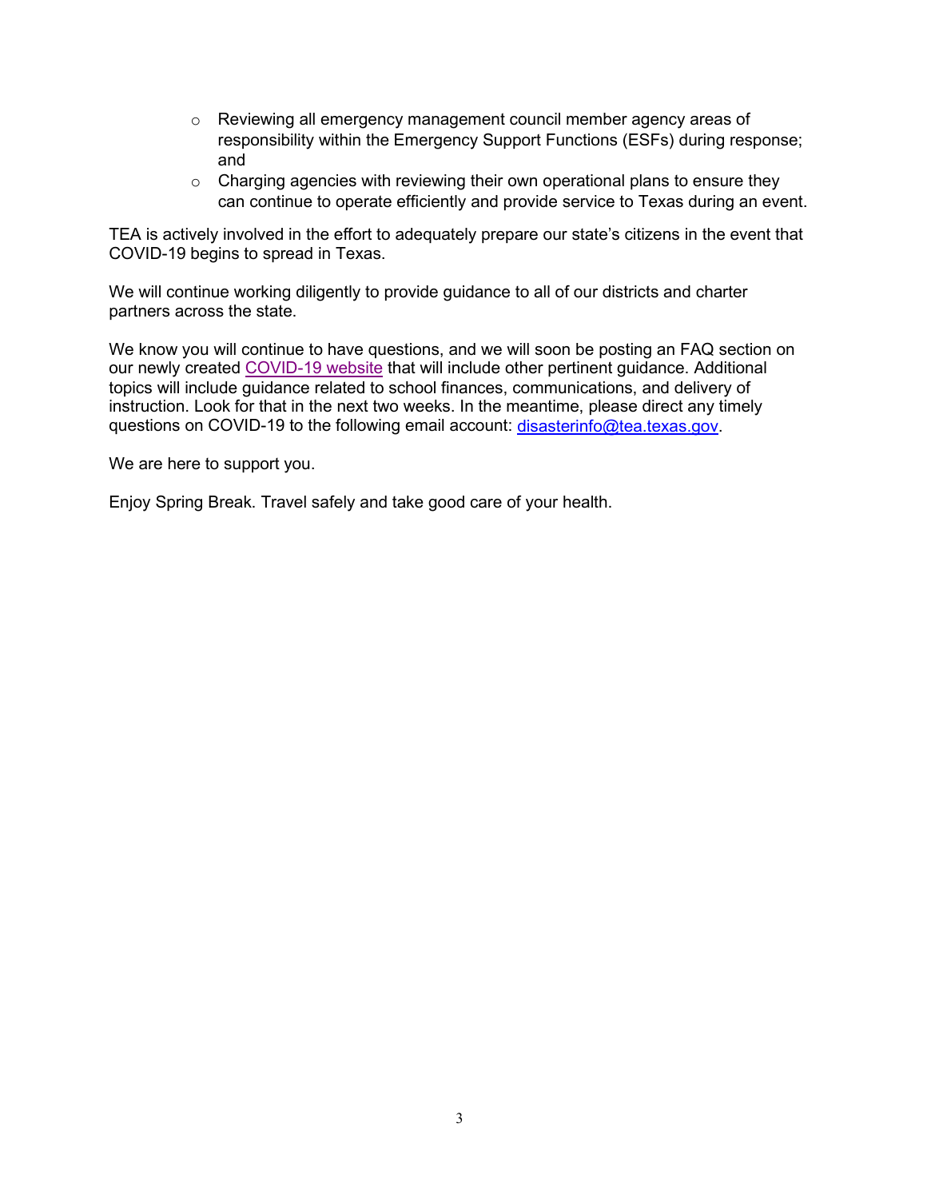- Reviewing all emergency management council member agency areas of responsibility within the Emergency Support Functions (ESFs) during response; and
- Charging agencies with reviewing their own operational plans to ensure they can continue to operate efficiently and provide service to Texas during an event.

TEA is actively involved in the effort to adequately prepare our state's citizens in the event that COVID-19 begins to spread in Texas.

We will continue working diligently to provide guidance to all of our districts and charter partners across the state.

We know you will continue to have questions, and we will soon be posting an FAQ section on our newly created COVID-19 website that will include other pertinent guidance. Additional topics will include guidance related to school finances, communications, and delivery of instruction. Look for that in the next two weeks. In the meantime, please direct any timely questions on COVID-19 to the following email account: disasterinfo@tea.texas.gov.

We are here to support you.

Enjoy Spring Break. Travel safely and take good care of your health.